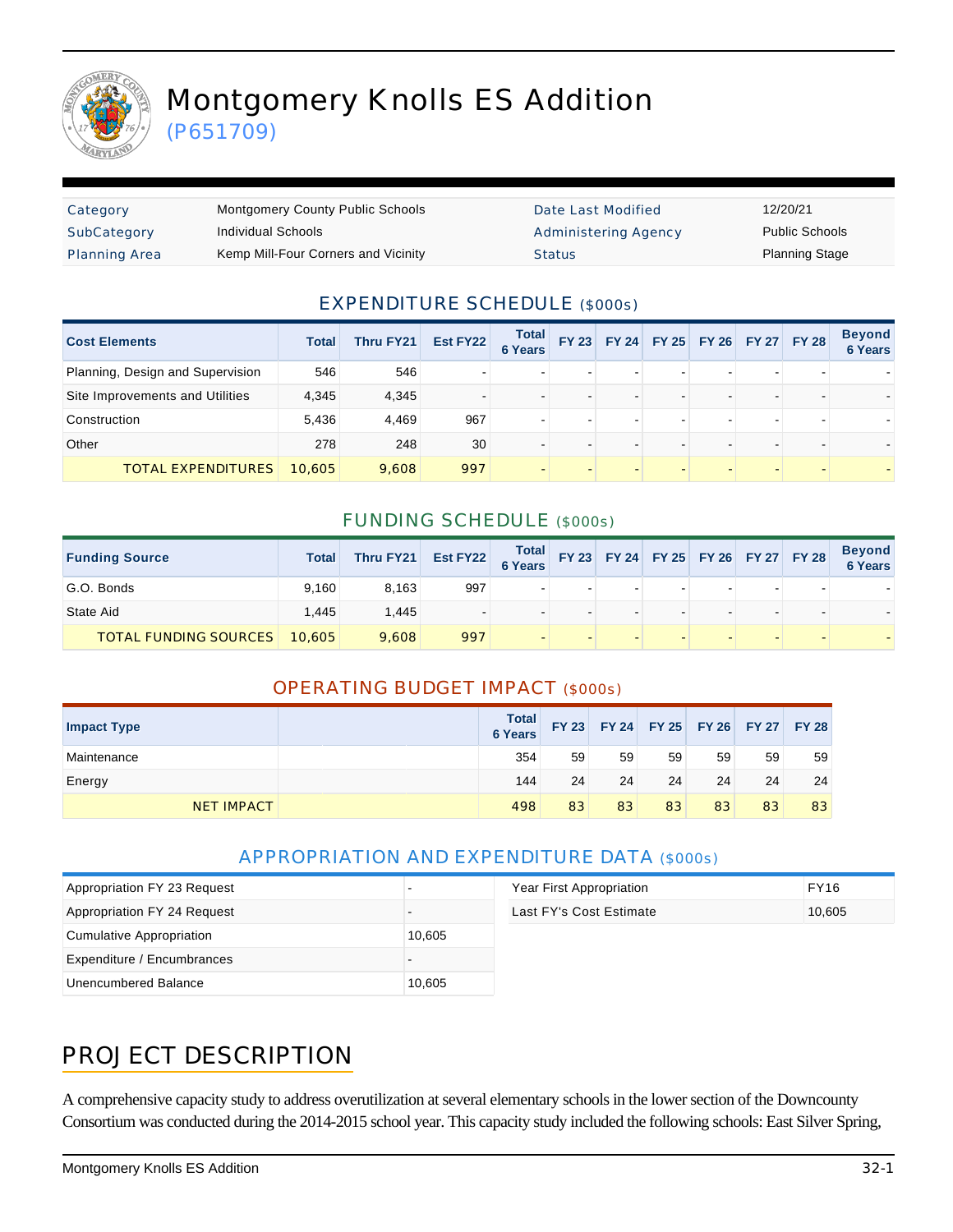# Montgomery Knolls ES Addition

(P651709)

| Category | Montgomery County Public Schools | Date Last Modified | 12/20/21 |
|---|---|---|---|
| SubCategory | Individual Schools | Administering Agency | Public Schools |
| Planning Area | Kemp Mill-Four Corners and Vicinity | Status | Planning Stage |

## EXPENDITURE SCHEDULE ($000s)

| Cost Elements | Total | Thru FY21 | Est FY22 | Total 6 Years | FY 23 | FY 24 | FY 25 | FY 26 | FY 27 | FY 28 | Beyond 6 Years |
|---|---|---|---|---|---|---|---|---|---|---|---|
| Planning, Design and Supervision | 546 | 546 | - | - | - | - | - | - | - | - | - |
| Site Improvements and Utilities | 4,345 | 4,345 | - | - | - | - | - | - | - | - | - |
| Construction | 5,436 | 4,469 | 967 | - | - | - | - | - | - | - | - |
| Other | 278 | 248 | 30 | - | - | - | - | - | - | - | - |
| TOTAL EXPENDITURES | 10,605 | 9,608 | 997 | - | - | - | - | - | - | - | - |

## FUNDING SCHEDULE ($000s)

| Funding Source | Total | Thru FY21 | Est FY22 | Total 6 Years | FY 23 | FY 24 | FY 25 | FY 26 | FY 27 | FY 28 | Beyond 6 Years |
|---|---|---|---|---|---|---|---|---|---|---|---|
| G.O. Bonds | 9,160 | 8,163 | 997 | - | - | - | - | - | - | - | - |
| State Aid | 1,445 | 1,445 | - | - | - | - | - | - | - | - | - |
| TOTAL FUNDING SOURCES | 10,605 | 9,608 | 997 | - | - | - | - | - | - | - | - |

## OPERATING BUDGET IMPACT ($000s)

| Impact Type | | Total 6 Years | FY 23 | FY 24 | FY 25 | FY 26 | FY 27 | FY 28 |
|---|---|---|---|---|---|---|---|---|
| Maintenance | | 354 | 59 | 59 | 59 | 59 | 59 | 59 |
| Energy | | 144 | 24 | 24 | 24 | 24 | 24 | 24 |
| NET IMPACT | | 498 | 83 | 83 | 83 | 83 | 83 | 83 |

## APPROPRIATION AND EXPENDITURE DATA ($000s)

| | |
|---|---|
| Appropriation FY 23 Request | - |
| Appropriation FY 24 Request | - |
| Cumulative Appropriation | 10,605 |
| Expenditure / Encumbrances | - |
| Unencumbered Balance | 10,605 |

| | |
|---|---|
| Year First Appropriation | FY16 |
| Last FY's Cost Estimate | 10,605 |

## PROJECT DESCRIPTION

A comprehensive capacity study to address overutilization at several elementary schools in the lower section of the Downcounty Consortium was conducted during the 2014-2015 school year. This capacity study included the following schools: East Silver Spring,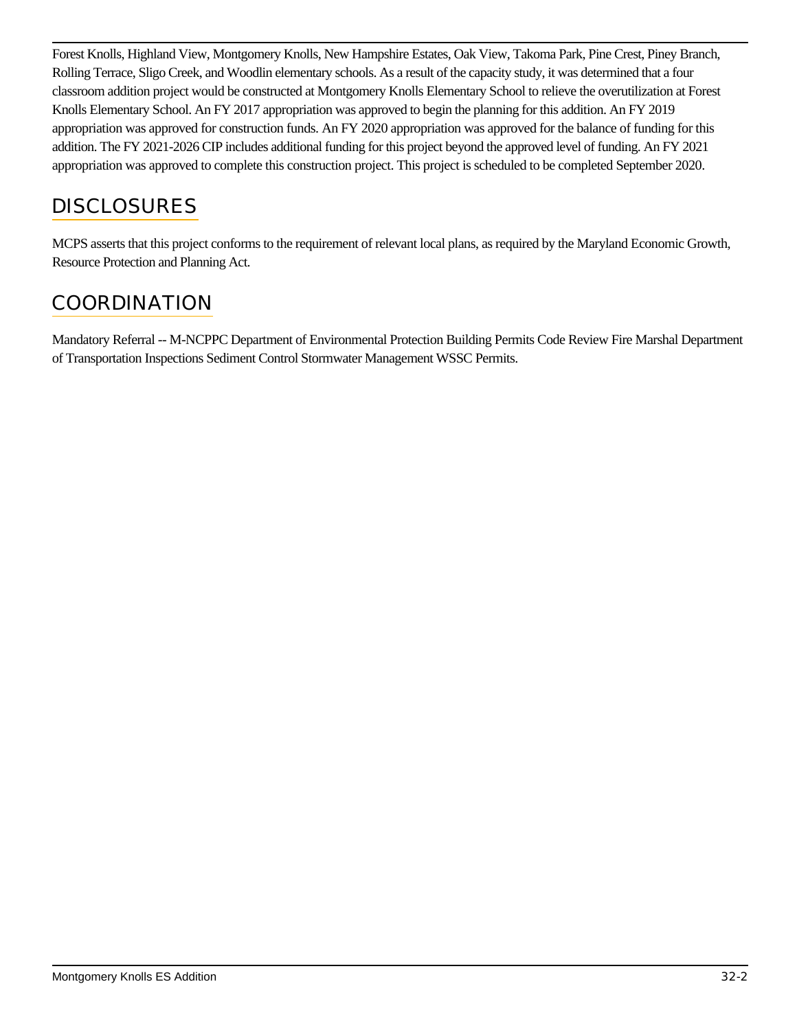Forest Knolls, Highland View, Montgomery Knolls, New Hampshire Estates, Oak View, Takoma Park, Pine Crest, Piney Branch, Rolling Terrace, Sligo Creek, and Woodlin elementary schools. As a result of the capacity study, it was determined that a four classroom addition project would be constructed at Montgomery Knolls Elementary School to relieve the overutilization at Forest Knolls Elementary School. An FY 2017 appropriation was approved to begin the planning for this addition. An FY 2019 appropriation was approved for construction funds. An FY 2020 appropriation was approved for the balance of funding for this addition. The FY 2021-2026 CIP includes additional funding for this project beyond the approved level of funding. An FY 2021 appropriation was approved to complete this construction project. This project is scheduled to be completed September 2020.

## DISCLOSURES

MCPS asserts that this project conforms to the requirement of relevant local plans, as required by the Maryland Economic Growth, Resource Protection and Planning Act.

## COORDINATION

Mandatory Referral -- M-NCPPC Department of Environmental Protection Building Permits Code Review Fire Marshal Department of Transportation Inspections Sediment Control Stormwater Management WSSC Permits.